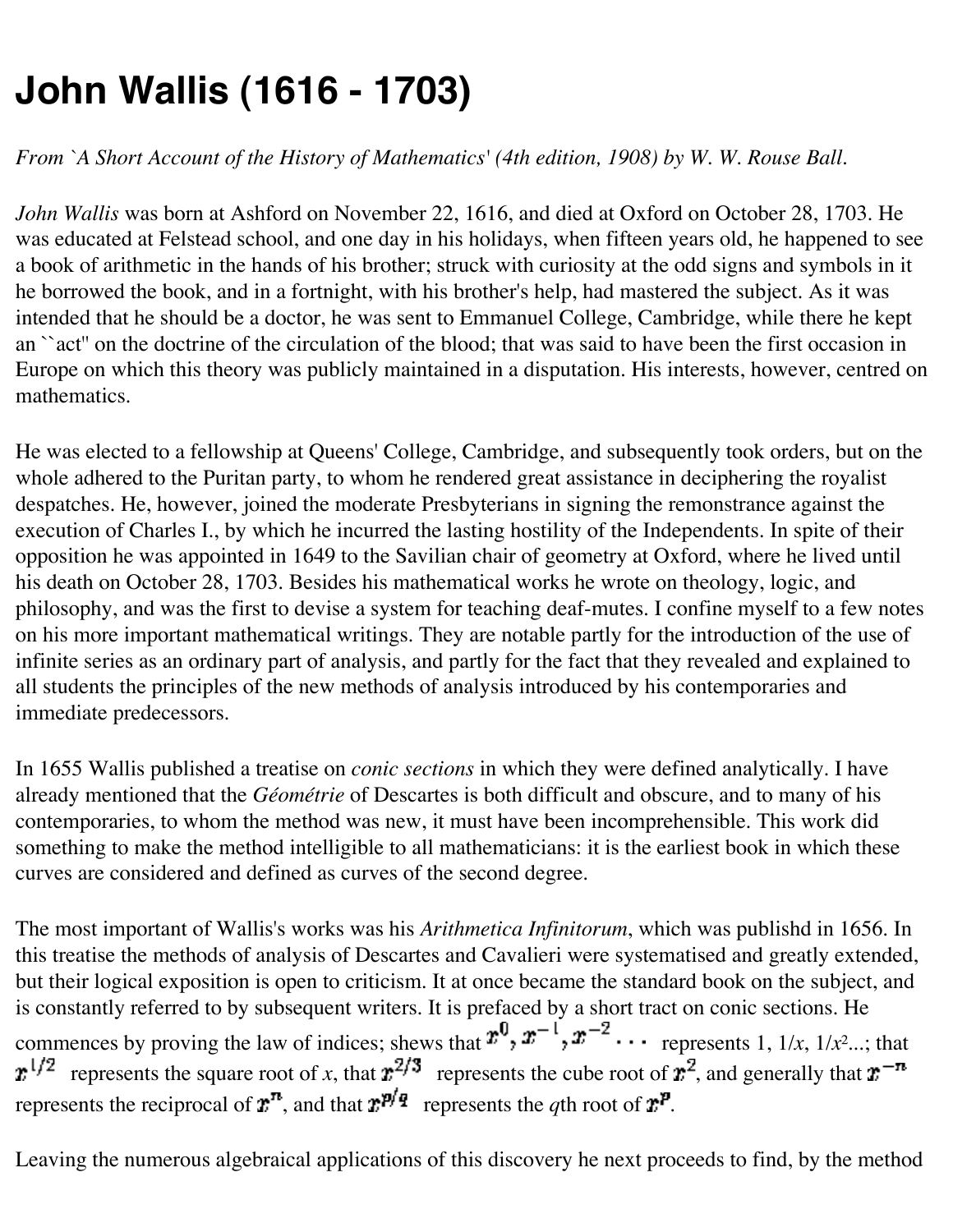# John Wallis (1616 - 1703)

*From `A Short Account of the History of Mathematics' (4th edition, 1908) by W. W. Rouse Ball.*

*John Wallis* was born at Ashford on November 22, 1616, and died at Oxford on October 28, 1703. He was educated at Felstead school, and one day in his holidays, when fifteen years old, he happened to see a book of arithmetic in the hands of his brother; struck with curiosity at the odd signs and symbols in it he borrowed the book, and in a fortnight, with his brother's help, had mastered the subject. As it was intended that he should be a doctor, he was sent to Emmanuel College, Cambridge, while there he kept an ``act'' on the doctrine of the circulation of the blood; that was said to have been the first occasion in Europe on which this theory was publicly maintained in a disputation. His interests, however, centred on mathematics.

He was elected to a fellowship at Queens' College, Cambridge, and subsequently took orders, but on the whole adhered to the Puritan party, to whom he rendered great assistance in deciphering the royalist despatches. He, however, joined the moderate Presbyterians in signing the remonstrance against the execution of Charles I., by which he incurred the lasting hostility of the Independents. In spite of their opposition he was appointed in 1649 to the Savilian chair of geometry at Oxford, where he lived until his death on October 28, 1703. Besides his mathematical works he wrote on theology, logic, and philosophy, and was the first to devise a system for teaching deaf-mutes. I confine myself to a few notes on his more important mathematical writings. They are notable partly for the introduction of the use of infinite series as an ordinary part of analysis, and partly for the fact that they revealed and explained to all students the principles of the new methods of analysis introduced by his contemporaries and immediate predecessors.

In 1655 Wallis published a treatise on *conic sections* in which they were defined analytically. I have already mentioned that the *Géométrie* of Descartes is both difficult and obscure, and to many of his contemporaries, to whom the method was new, it must have been incomprehensible. This work did something to make the method intelligible to all mathematicians: it is the earliest book in which these curves are considered and defined as curves of the second degree.

The most important of Wallis's works was his *Arithmetica Infinitorum*, which was publishd in 1656. In this treatise the methods of analysis of Descartes and Cavalieri were systematised and greatly extended, but their logical exposition is open to criticism. It at once became the standard book on the subject, and is constantly referred to by subsequent writers. It is prefaced by a short tract on conic sections. He commences by proving the law of indices; shews that $x^0, x^{-1}, x^{-2} \ldots$ represents 1, $1/x$, $1/x^2$...; that $x^{1/2}$ represents the square root of $x$, that $x^{2/3}$ represents the cube root of $x^2$, and generally that $x^{-n}$ represents the reciprocal of $x^n$, and that $x^{p/q}$ represents the $q$th root of $x^p$.

Leaving the numerous algebraical applications of this discovery he next proceeds to find, by the method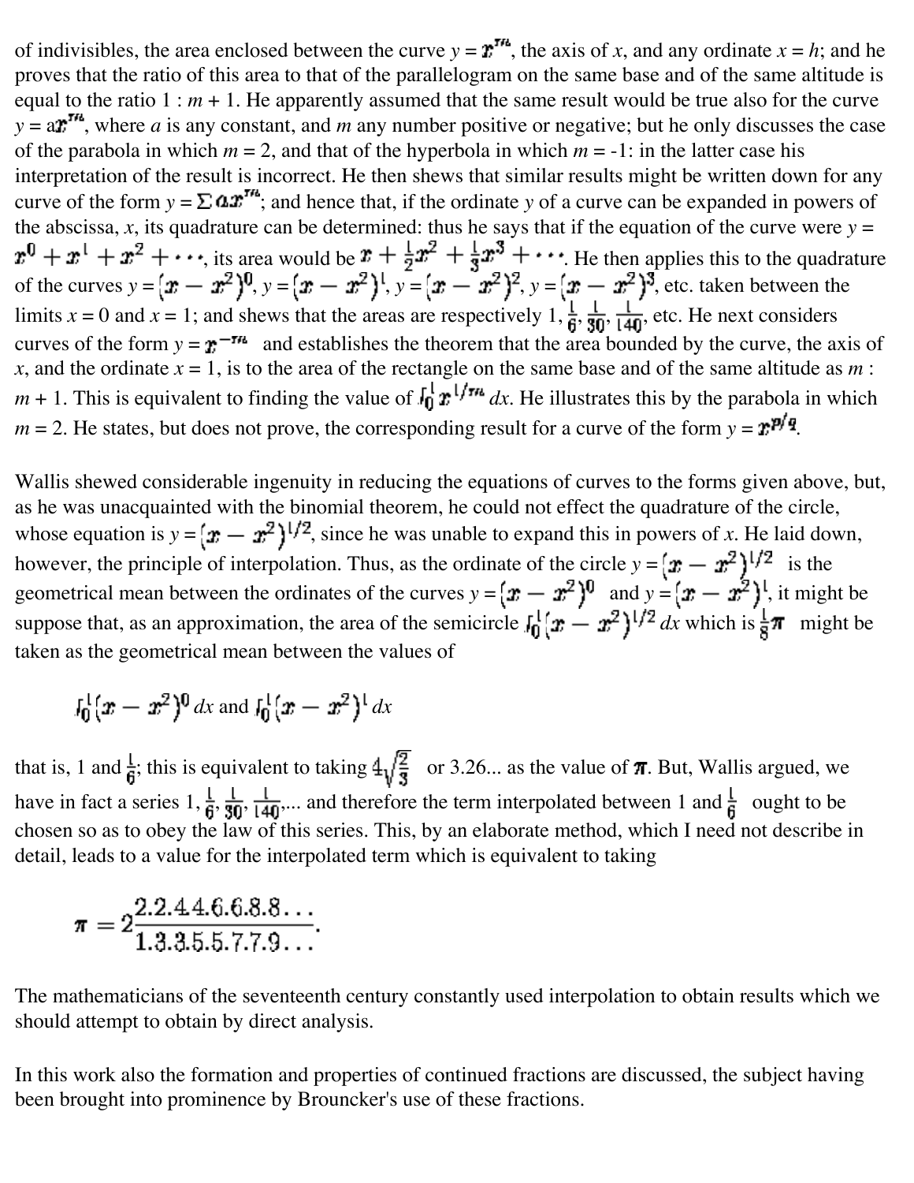of indivisibles, the area enclosed between the curve $y = x^m$, the axis of $x$, and any ordinate $x = h$; and he proves that the ratio of this area to that of the parallelogram on the same base and of the same altitude is equal to the ratio $1 : m + 1$. He apparently assumed that the same result would be true also for the curve $y = ax^m$, where $a$ is any constant, and $m$ any number positive or negative; but he only discusses the case of the parabola in which $m = 2$, and that of the hyperbola in which $m = -1$: in the latter case his interpretation of the result is incorrect. He then shews that similar results might be written down for any curve of the form $y = \Sigma ax^m$; and hence that, if the ordinate $y$ of a curve can be expanded in powers of the abscissa, $x$, its quadrature can be determined: thus he says that if the equation of the curve were $y = x^0 + x^1 + x^2 + \cdots$, its area would be $x + \frac{1}{2}x^2 + \frac{1}{3}x^3 + \cdots$. He then applies this to the quadrature of the curves $y = (x - x^2)^0$, $y = (x - x^2)^1$, $y = (x - x^2)^2$, $y = (x - x^2)^3$, etc. taken between the limits $x = 0$ and $x = 1$; and shews that the areas are respectively $1, \frac{1}{6}, \frac{1}{30}, \frac{1}{140}$, etc. He next considers curves of the form $y = x^{-m}$ and establishes the theorem that the area bounded by the curve, the axis of $x$, and the ordinate $x = 1$, is to the area of the rectangle on the same base and of the same altitude as $m : m + 1$. This is equivalent to finding the value of $\int_0^1 x^{1/m}\, dx$. He illustrates this by the parabola in which $m = 2$. He states, but does not prove, the corresponding result for a curve of the form $y = x^{p/q}$.

Wallis shewed considerable ingenuity in reducing the equations of curves to the forms given above, but, as he was unacquainted with the binomial theorem, he could not effect the quadrature of the circle, whose equation is $y = (x - x^2)^{1/2}$, since he was unable to expand this in powers of $x$. He laid down, however, the principle of interpolation. Thus, as the ordinate of the circle $y = (x - x^2)^{1/2}$ is the geometrical mean between the ordinates of the curves $y = (x - x^2)^0$ and $y = (x - x^2)^1$, it might be suppose that, as an approximation, the area of the semicircle $\int_0^1 (x - x^2)^{1/2}\, dx$ which is $\frac{1}{8}\pi$ might be taken as the geometrical mean between the values of

$$\int_0^1 (x - x^2)^0\, dx \text{ and } \int_0^1 (x - x^2)^1\, dx$$

that is, 1 and $\frac{1}{6}$; this is equivalent to taking $4\sqrt{\frac{2}{3}}$ or 3.26... as the value of $\pi$. But, Wallis argued, we have in fact a series $1, \frac{1}{6}, \frac{1}{30}, \frac{1}{140}, \ldots$ and therefore the term interpolated between 1 and $\frac{1}{6}$ ought to be chosen so as to obey the law of this series. This, by an elaborate method, which I need not describe in detail, leads to a value for the interpolated term which is equivalent to taking

$$\pi = 2\frac{2.2.4.4.6.6.8.8\ldots}{1.3.3.5.5.7.7.9\ldots}.$$

The mathematicians of the seventeenth century constantly used interpolation to obtain results which we should attempt to obtain by direct analysis.

In this work also the formation and properties of continued fractions are discussed, the subject having been brought into prominence by Brouncker's use of these fractions.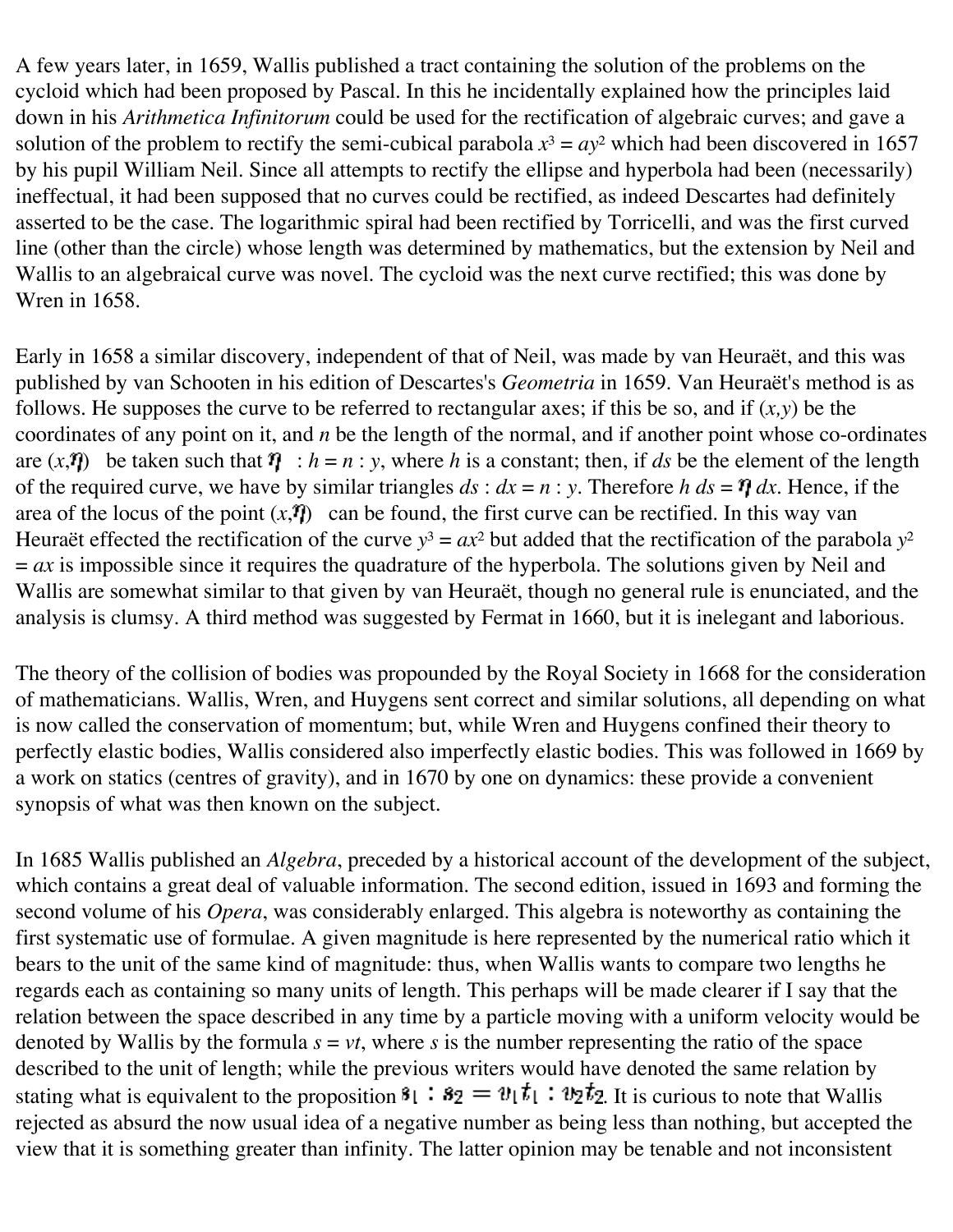A few years later, in 1659, Wallis published a tract containing the solution of the problems on the cycloid which had been proposed by Pascal. In this he incidentally explained how the principles laid down in his *Arithmetica Infinitorum* could be used for the rectification of algebraic curves; and gave a solution of the problem to rectify the semi-cubical parabola $x^3 = ay^2$ which had been discovered in 1657 by his pupil William Neil. Since all attempts to rectify the ellipse and hyperbola had been (necessarily) ineffectual, it had been supposed that no curves could be rectified, as indeed Descartes had definitely asserted to be the case. The logarithmic spiral had been rectified by Torricelli, and was the first curved line (other than the circle) whose length was determined by mathematics, but the extension by Neil and Wallis to an algebraical curve was novel. The cycloid was the next curve rectified; this was done by Wren in 1658.

Early in 1658 a similar discovery, independent of that of Neil, was made by van Heuraët, and this was published by van Schooten in his edition of Descartes's *Geometria* in 1659. Van Heuraët's method is as follows. He supposes the curve to be referred to rectangular axes; if this be so, and if $(x,y)$ be the coordinates of any point on it, and $n$ be the length of the normal, and if another point whose co-ordinates are $(x,\eta)$ be taken such that $\eta : h = n : y$, where $h$ is a constant; then, if $ds$ be the element of the length of the required curve, we have by similar triangles $ds : dx = n : y$. Therefore $h\,ds = \eta\,dx$. Hence, if the area of the locus of the point $(x,\eta)$ can be found, the first curve can be rectified. In this way van Heuraët effected the rectification of the curve $y^3 = ax^2$ but added that the rectification of the parabola $y^2 = ax$ is impossible since it requires the quadrature of the hyperbola. The solutions given by Neil and Wallis are somewhat similar to that given by van Heuraët, though no general rule is enunciated, and the analysis is clumsy. A third method was suggested by Fermat in 1660, but it is inelegant and laborious.

The theory of the collision of bodies was propounded by the Royal Society in 1668 for the consideration of mathematicians. Wallis, Wren, and Huygens sent correct and similar solutions, all depending on what is now called the conservation of momentum; but, while Wren and Huygens confined their theory to perfectly elastic bodies, Wallis considered also imperfectly elastic bodies. This was followed in 1669 by a work on statics (centres of gravity), and in 1670 by one on dynamics: these provide a convenient synopsis of what was then known on the subject.

In 1685 Wallis published an *Algebra*, preceded by a historical account of the development of the subject, which contains a great deal of valuable information. The second edition, issued in 1693 and forming the second volume of his *Opera*, was considerably enlarged. This algebra is noteworthy as containing the first systematic use of formulae. A given magnitude is here represented by the numerical ratio which it bears to the unit of the same kind of magnitude: thus, when Wallis wants to compare two lengths he regards each as containing so many units of length. This perhaps will be made clearer if I say that the relation between the space described in any time by a particle moving with a uniform velocity would be denoted by Wallis by the formula $s = vt$, where $s$ is the number representing the ratio of the space described to the unit of length; while the previous writers would have denoted the same relation by stating what is equivalent to the proposition $s_1 : s_2 = v_1 t_1 : v_2 t_2$. It is curious to note that Wallis rejected as absurd the now usual idea of a negative number as being less than nothing, but accepted the view that it is something greater than infinity. The latter opinion may be tenable and not inconsistent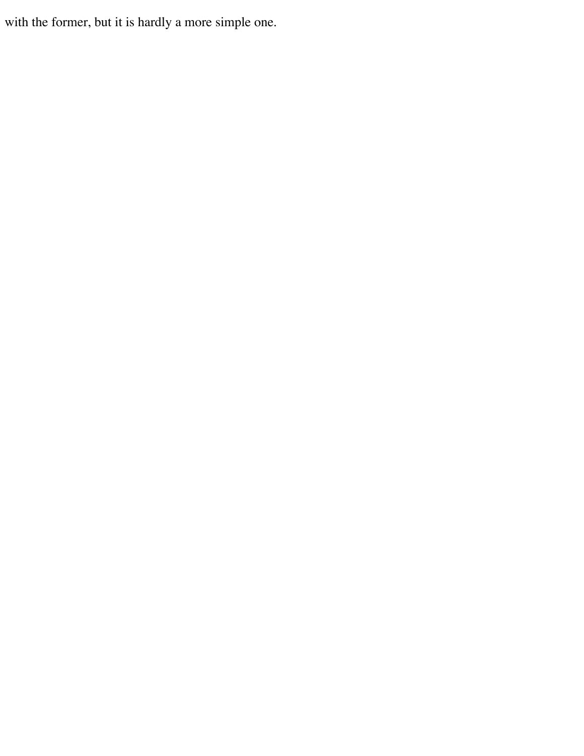with the former, but it is hardly a more simple one.